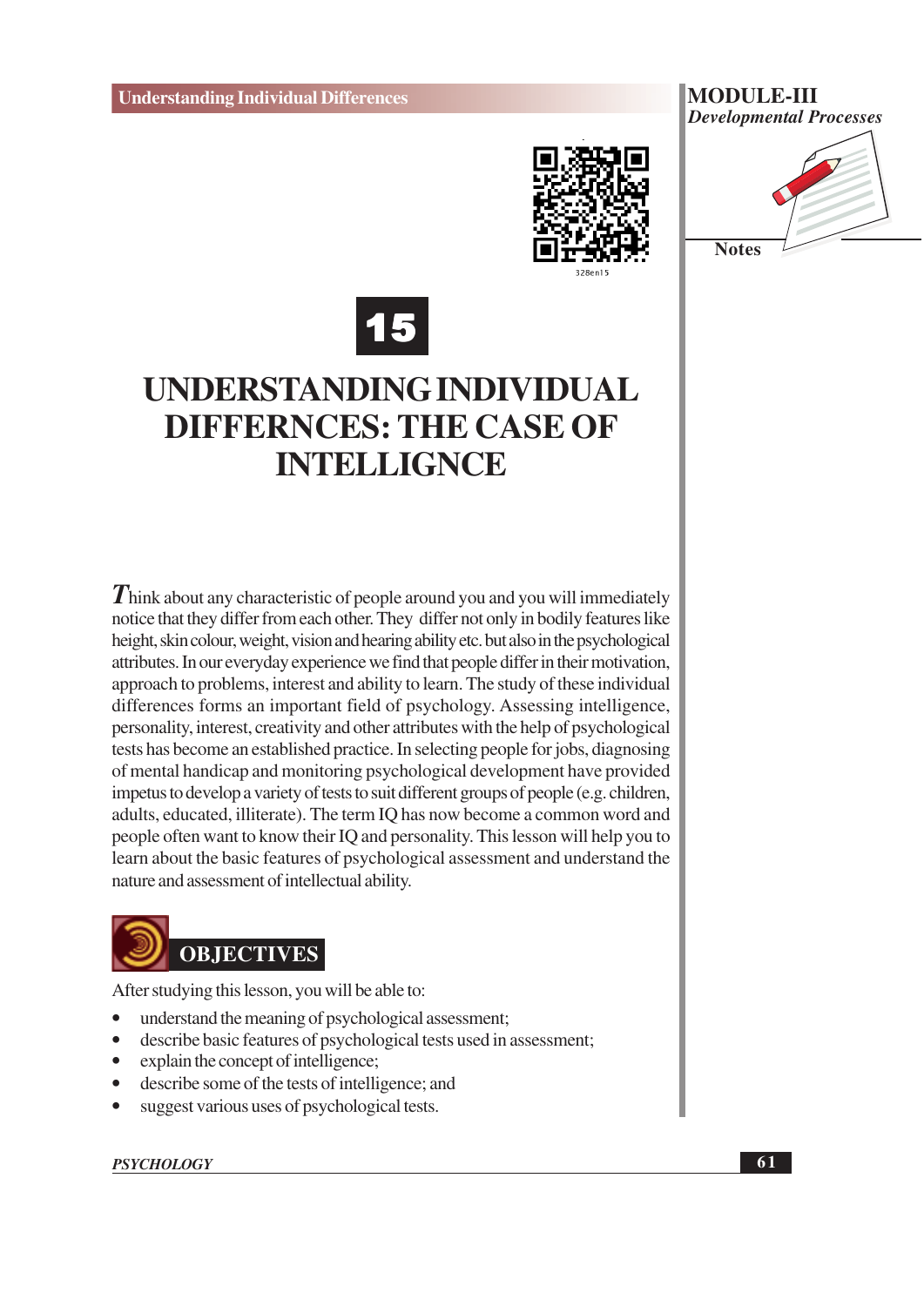# 15

# UNDERSTANDING INDIVIDUAL DIFFERNCES: THE CASE OF INTELLIGNCE

Think about any characteristic of people around you and you will immediately notice that they differ from each other. They differ not only in bodily features like height, skin colour, weight, vision and hearing ability etc. but also in the psychological attributes. In our everyday experience we find that people differ in their motivation, approach to problems, interest and ability to learn. The study of these individual differences forms an important field of psychology. Assessing intelligence, personality, interest, creativity and other attributes with the help of psychological tests has become an established practice. In selecting people for jobs, diagnosing of mental handicap and monitoring psychological development have provided impetus to develop a variety of tests to suit different groups of people (e.g. children, adults, educated, illiterate). The term IQ has now become a common word and people often want to know their IQ and personality. This lesson will help you to learn about the basic features of psychological assessment and understand the nature and assessment of intellectual ability.

## OBJECTIVES

After studying this lesson, you will be able to:

- understand the meaning of psychological assessment;
- describe basic features of psychological tests used in assessment;
- explain the concept of intelligence;
- describe some of the tests of intelligence; and
- suggest various uses of psychological tests.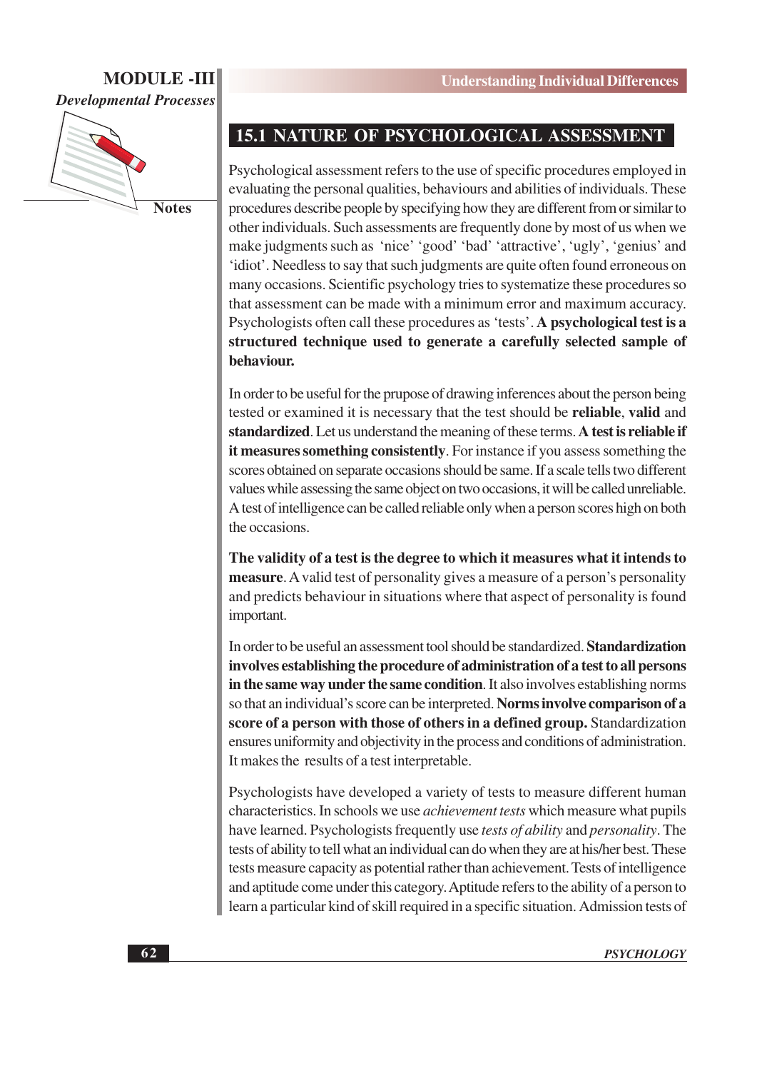## 15.1 NATURE OF PSYCHOLOGICAL ASSESSMENT

Psychological assessment refers to the use of specific procedures employed in evaluating the personal qualities, behaviours and abilities of individuals. These procedures describe people by specifying how they are different from or similar to other individuals. Such assessments are frequently done by most of us when we make judgments such as 'nice' 'good' 'bad' 'attractive', 'ugly', 'genius' and 'idiot'. Needless to say that such judgments are quite often found erroneous on many occasions. Scientific psychology tries to systematize these procedures so that assessment can be made with a minimum error and maximum accuracy. Psychologists often call these procedures as 'tests'. **A psychological test is a structured technique used to generate a carefully selected sample of behaviour.**

In order to be useful for the prupose of drawing inferences about the person being tested or examined it is necessary that the test should be **reliable**, **valid** and **standardized**. Let us understand the meaning of these terms. **A test is reliable if it measures something consistently**. For instance if you assess something the scores obtained on separate occasions should be same. If a scale tells two different values while assessing the same object on two occasions, it will be called unreliable. A test of intelligence can be called reliable only when a person scores high on both the occasions.

**The validity of a test is the degree to which it measures what it intends to measure**. A valid test of personality gives a measure of a person's personality and predicts behaviour in situations where that aspect of personality is found important.

In order to be useful an assessment tool should be standardized. **Standardization involves establishing the procedure of administration of a test to all persons in the same way under the same condition**. It also involves establishing norms so that an individual's score can be interpreted. **Norms involve comparison of a score of a person with those of others in a defined group.** Standardization ensures uniformity and objectivity in the process and conditions of administration. It makes the results of a test interpretable.

Psychologists have developed a variety of tests to measure different human characteristics. In schools we use *achievement tests* which measure what pupils have learned. Psychologists frequently use *tests of ability* and *personality*. The tests of ability to tell what an individual can do when they are at his/her best. These tests measure capacity as potential rather than achievement. Tests of intelligence and aptitude come under this category. Aptitude refers to the ability of a person to learn a particular kind of skill required in a specific situation. Admission tests of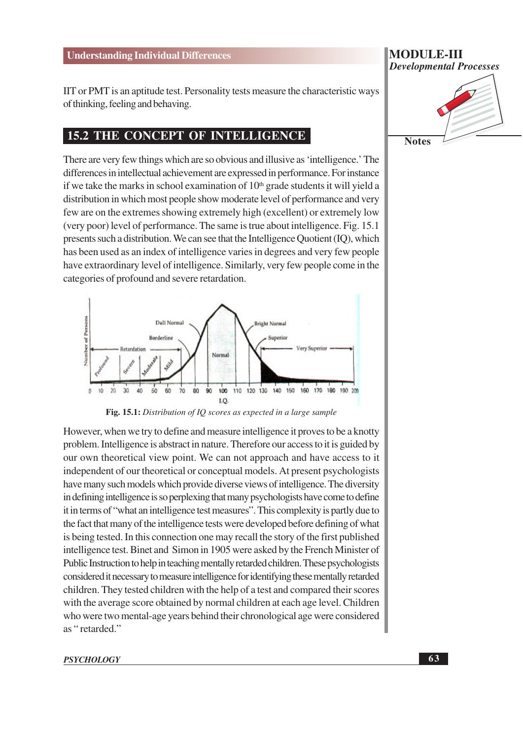IIT or PMT is an aptitude test. Personality tests measure the characteristic ways of thinking, feeling and behaving.

## 15.2 THE CONCEPT OF INTELLIGENCE

There are very few things which are so obvious and illusive as 'intelligence.' The differences in intellectual achievement are expressed in performance. For instance if we take the marks in school examination of 10th grade students it will yield a distribution in which most people show moderate level of performance and very few are on the extremes showing extremely high (excellent) or extremely low (very poor) level of performance. The same is true about intelligence. Fig. 15.1 presents such a distribution. We can see that the Intelligence Quotient (IQ), which has been used as an index of intelligence varies in degrees and very few people have extraordinary level of intelligence. Similarly, very few people come in the categories of profound and severe retardation.

**Fig. 15.1:** *Distribution of IQ scores as expected in a large sample*

However, when we try to define and measure intelligence it proves to be a knotty problem. Intelligence is abstract in nature. Therefore our access to it is guided by our own theoretical view point. We can not approach and have access to it independent of our theoretical or conceptual models. At present psychologists have many such models which provide diverse views of intelligence. The diversity in defining intelligence is so perplexing that many psychologists have come to define it in terms of "what an intelligence test measures". This complexity is partly due to the fact that many of the intelligence tests were developed before defining of what is being tested. In this connection one may recall the story of the first published intelligence test. Binet and Simon in 1905 were asked by the French Minister of Public Instruction to help in teaching mentally retarded children. These psychologists considered it necessary to measure intelligence for identifying these mentally retarded children. They tested children with the help of a test and compared their scores with the average score obtained by normal children at each age level. Children who were two mental-age years behind their chronological age were considered as " retarded."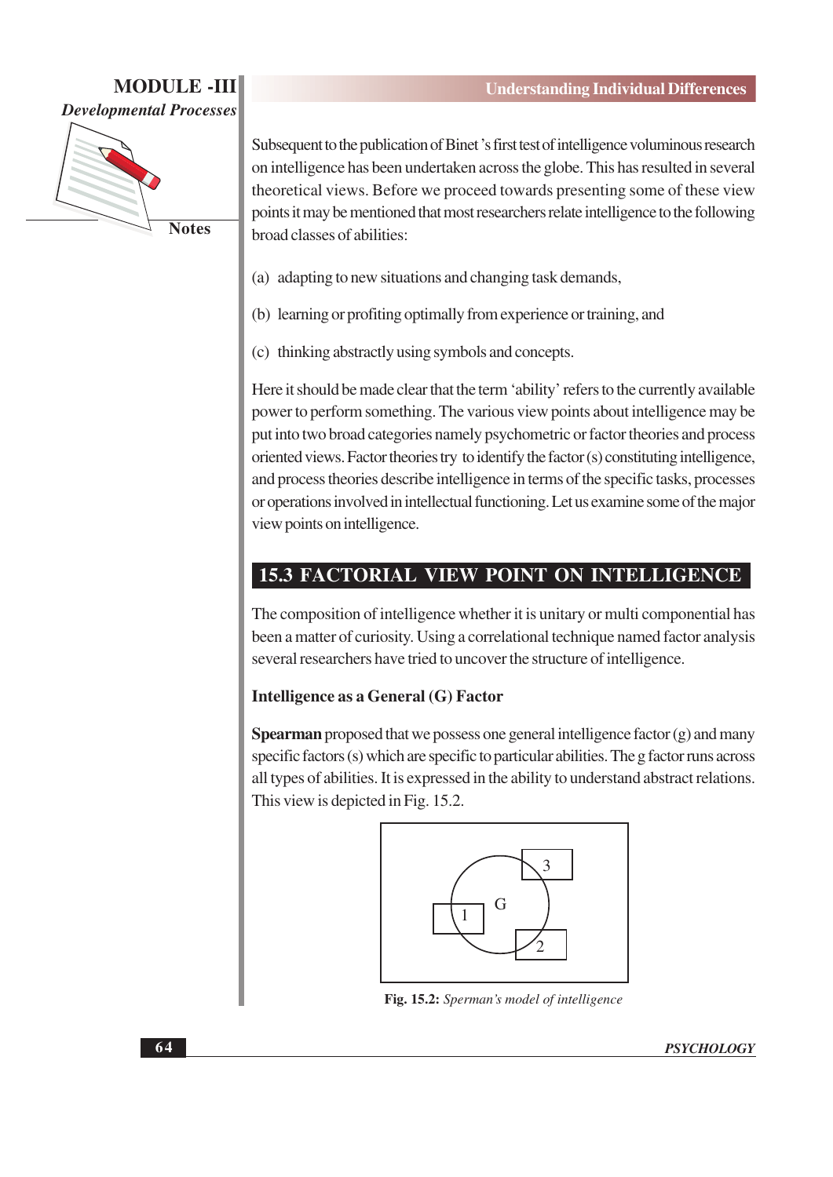Subsequent to the publication of Binet 's first test of intelligence voluminous research on intelligence has been undertaken across the globe. This has resulted in several theoretical views. Before we proceed towards presenting some of these view points it may be mentioned that most researchers relate intelligence to the following broad classes of abilities:

(a) adapting to new situations and changing task demands,

(b) learning or profiting optimally from experience or training, and

(c) thinking abstractly using symbols and concepts.

Here it should be made clear that the term 'ability' refers to the currently available power to perform something. The various view points about intelligence may be put into two broad categories namely psychometric or factor theories and process oriented views. Factor theories try to identify the factor (s) constituting intelligence, and process theories describe intelligence in terms of the specific tasks, processes or operations involved in intellectual functioning. Let us examine some of the major view points on intelligence.

## 15.3 FACTORIAL VIEW POINT ON INTELLIGENCE

The composition of intelligence whether it is unitary or multi componential has been a matter of curiosity. Using a correlational technique named factor analysis several researchers have tried to uncover the structure of intelligence.

### Intelligence as a General (G) Factor

**Spearman** proposed that we possess one general intelligence factor (g) and many specific factors (s) which are specific to particular abilities. The g factor runs across all types of abilities. It is expressed in the ability to understand abstract relations. This view is depicted in Fig. 15.2.

G

1

2

3

**Fig. 15.2:** *Sperman's model of intelligence*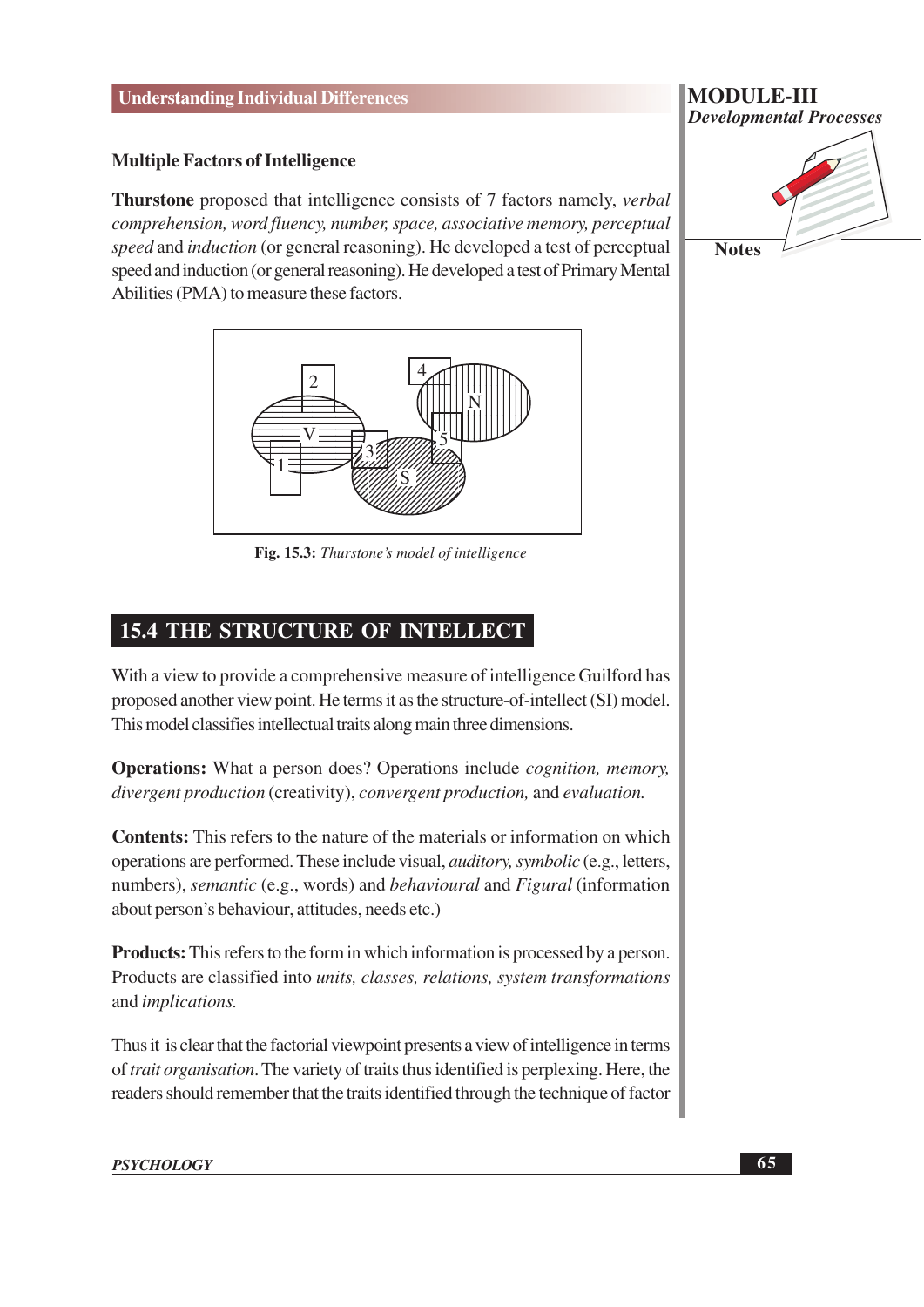### Multiple Factors of Intelligence

**Thurstone** proposed that intelligence consists of 7 factors namely, *verbal comprehension, word fluency, number, space, associative memory, perceptual speed* and *induction* (or general reasoning). He developed a test of perceptual speed and induction (or general reasoning). He developed a test of Primary Mental Abilities (PMA) to measure these factors.

**Fig. 15.3:** *Thurstone's model of intelligence*

## 15.4 THE STRUCTURE OF INTELLECT

With a view to provide a comprehensive measure of intelligence Guilford has proposed another view point. He terms it as the structure-of-intellect (SI) model. This model classifies intellectual traits along main three dimensions.

**Operations:** What a person does? Operations include *cognition, memory, divergent production* (creativity), *convergent production,* and *evaluation.*

**Contents:** This refers to the nature of the materials or information on which operations are performed. These include visual, *auditory, symbolic* (e.g., letters, numbers), *semantic* (e.g., words) and *behavioural* and *Figural* (information about person's behaviour, attitudes, needs etc.)

**Products:** This refers to the form in which information is processed by a person. Products are classified into *units, classes, relations, system transformations* and *implications.*

Thus it is clear that the factorial viewpoint presents a view of intelligence in terms of *trait organisation*. The variety of traits thus identified is perplexing. Here, the readers should remember that the traits identified through the technique of factor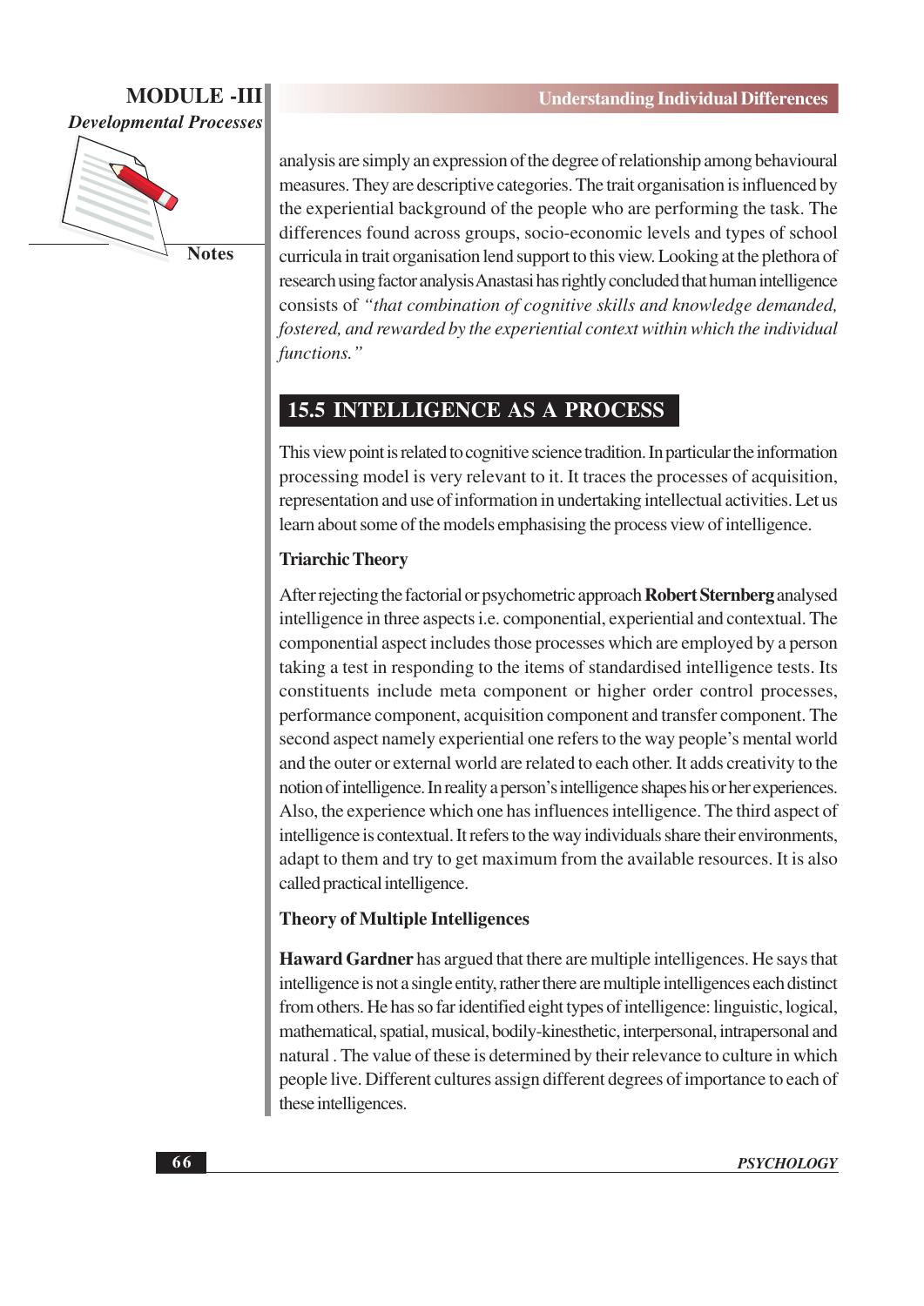analysis are simply an expression of the degree of relationship among behavioural measures. They are descriptive categories. The trait organisation is influenced by the experiential background of the people who are performing the task. The differences found across groups, socio-economic levels and types of school curricula in trait organisation lend support to this view. Looking at the plethora of research using factor analysis Anastasi has rightly concluded that human intelligence consists of *"that combination of cognitive skills and knowledge demanded, fostered, and rewarded by the experiential context within which the individual functions."*

## 15.5 INTELLIGENCE AS A PROCESS

This view point is related to cognitive science tradition. In particular the information processing model is very relevant to it. It traces the processes of acquisition, representation and use of information in undertaking intellectual activities. Let us learn about some of the models emphasising the process view of intelligence.

### Triarchic Theory

After rejecting the factorial or psychometric approach **Robert Sternberg** analysed intelligence in three aspects i.e. componential, experiential and contextual. The componential aspect includes those processes which are employed by a person taking a test in responding to the items of standardised intelligence tests. Its constituents include meta component or higher order control processes, performance component, acquisition component and transfer component. The second aspect namely experiential one refers to the way people's mental world and the outer or external world are related to each other. It adds creativity to the notion of intelligence. In reality a person's intelligence shapes his or her experiences. Also, the experience which one has influences intelligence. The third aspect of intelligence is contextual. It refers to the way individuals share their environments, adapt to them and try to get maximum from the available resources. It is also called practical intelligence.

### Theory of Multiple Intelligences

**Haward Gardner** has argued that there are multiple intelligences. He says that intelligence is not a single entity, rather there are multiple intelligences each distinct from others. He has so far identified eight types of intelligence: linguistic, logical, mathematical, spatial, musical, bodily-kinesthetic, interpersonal, intrapersonal and natural . The value of these is determined by their relevance to culture in which people live. Different cultures assign different degrees of importance to each of these intelligences.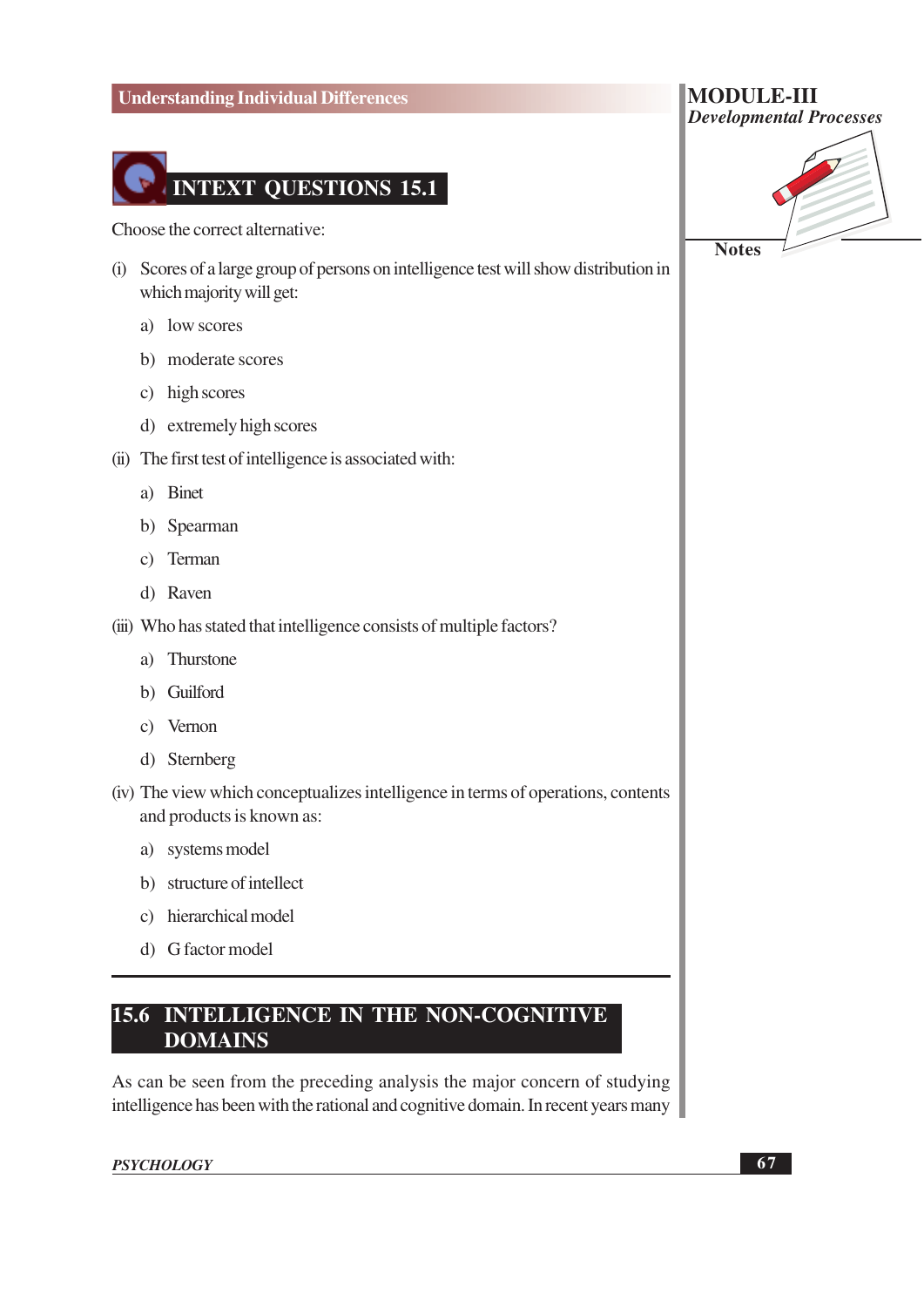## INTEXT QUESTIONS 15.1

Choose the correct alternative:

(i) Scores of a large group of persons on intelligence test will show distribution in which majority will get:

a) low scores

b) moderate scores

c) high scores

d) extremely high scores

(ii) The first test of intelligence is associated with:

a) Binet

b) Spearman

c) Terman

d) Raven

(iii) Who has stated that intelligence consists of multiple factors?

a) Thurstone

b) Guilford

c) Vernon

d) Sternberg

(iv) The view which conceptualizes intelligence in terms of operations, contents and products is known as:

a) systems model

b) structure of intellect

c) hierarchical model

d) G factor model

## 15.6 INTELLIGENCE IN THE NON-COGNITIVE DOMAINS

As can be seen from the preceding analysis the major concern of studying intelligence has been with the rational and cognitive domain. In recent years many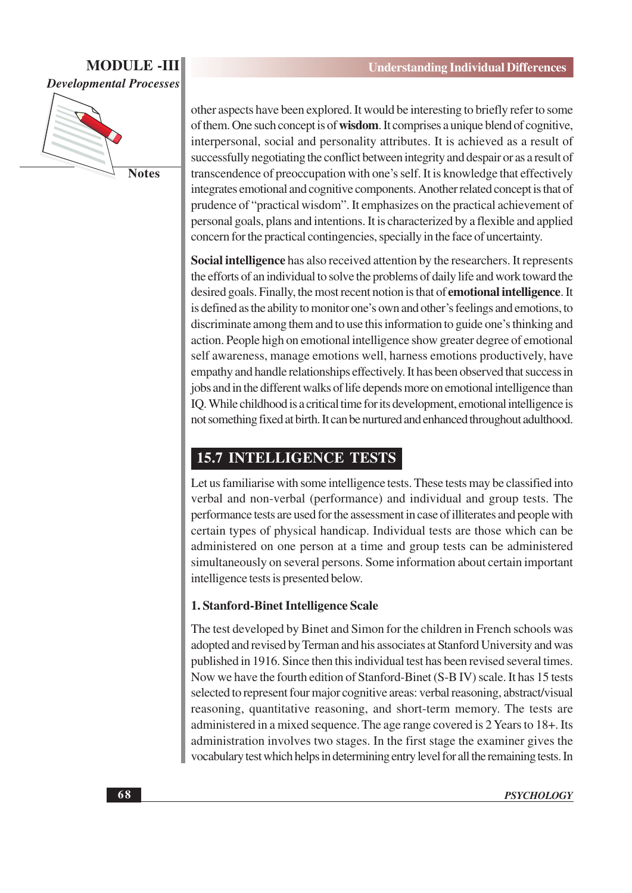other aspects have been explored. It would be interesting to briefly refer to some of them. One such concept is of **wisdom**. It comprises a unique blend of cognitive, interpersonal, social and personality attributes. It is achieved as a result of successfully negotiating the conflict between integrity and despair or as a result of transcendence of preoccupation with one's self. It is knowledge that effectively integrates emotional and cognitive components. Another related concept is that of prudence of "practical wisdom". It emphasizes on the practical achievement of personal goals, plans and intentions. It is characterized by a flexible and applied concern for the practical contingencies, specially in the face of uncertainty.

**Social intelligence** has also received attention by the researchers. It represents the efforts of an individual to solve the problems of daily life and work toward the desired goals. Finally, the most recent notion is that of **emotional intelligence**. It is defined as the ability to monitor one's own and other's feelings and emotions, to discriminate among them and to use this information to guide one's thinking and action. People high on emotional intelligence show greater degree of emotional self awareness, manage emotions well, harness emotions productively, have empathy and handle relationships effectively. It has been observed that success in jobs and in the different walks of life depends more on emotional intelligence than IQ. While childhood is a critical time for its development, emotional intelligence is not something fixed at birth. It can be nurtured and enhanced throughout adulthood.

## 15.7 INTELLIGENCE TESTS

Let us familiarise with some intelligence tests. These tests may be classified into verbal and non-verbal (performance) and individual and group tests. The performance tests are used for the assessment in case of illiterates and people with certain types of physical handicap. Individual tests are those which can be administered on one person at a time and group tests can be administered simultaneously on several persons. Some information about certain important intelligence tests is presented below.

### 1. Stanford-Binet Intelligence Scale

The test developed by Binet and Simon for the children in French schools was adopted and revised by Terman and his associates at Stanford University and was published in 1916. Since then this individual test has been revised several times. Now we have the fourth edition of Stanford-Binet (S-B IV) scale. It has 15 tests selected to represent four major cognitive areas: verbal reasoning, abstract/visual reasoning, quantitative reasoning, and short-term memory. The tests are administered in a mixed sequence. The age range covered is 2 Years to 18+. Its administration involves two stages. In the first stage the examiner gives the vocabulary test which helps in determining entry level for all the remaining tests. In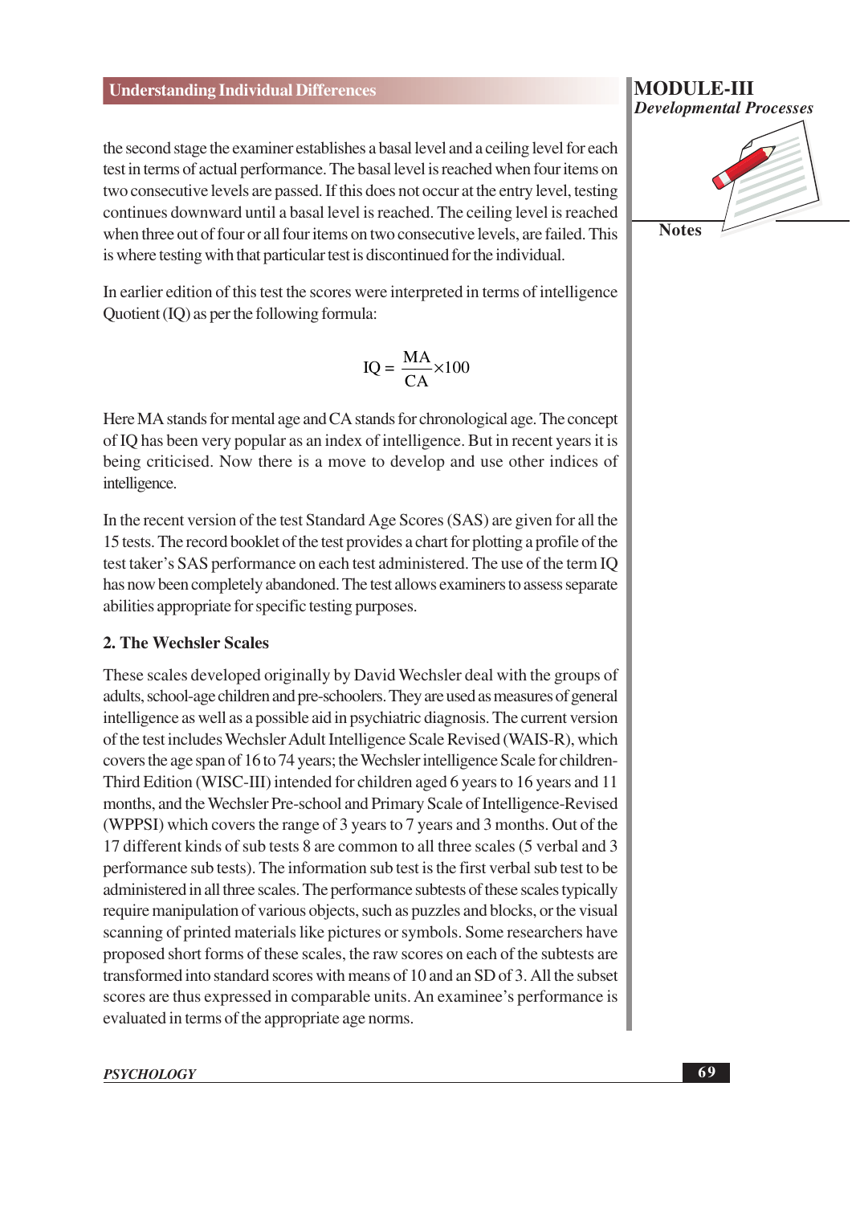the second stage the examiner establishes a basal level and a ceiling level for each test in terms of actual performance. The basal level is reached when four items on two consecutive levels are passed. If this does not occur at the entry level, testing continues downward until a basal level is reached. The ceiling level is reached when three out of four or all four items on two consecutive levels, are failed. This is where testing with that particular test is discontinued for the individual.

In earlier edition of this test the scores were interpreted in terms of intelligence Quotient (IQ) as per the following formula:

$$IQ = \frac{MA}{CA} \times 100$$

Here MA stands for mental age and CA stands for chronological age. The concept of IQ has been very popular as an index of intelligence. But in recent years it is being criticised. Now there is a move to develop and use other indices of intelligence.

In the recent version of the test Standard Age Scores (SAS) are given for all the 15 tests. The record booklet of the test provides a chart for plotting a profile of the test taker's SAS performance on each test administered. The use of the term IQ has now been completely abandoned. The test allows examiners to assess separate abilities appropriate for specific testing purposes.

### 2. The Wechsler Scales

These scales developed originally by David Wechsler deal with the groups of adults, school-age children and pre-schoolers. They are used as measures of general intelligence as well as a possible aid in psychiatric diagnosis. The current version of the test includes Wechsler Adult Intelligence Scale Revised (WAIS-R), which covers the age span of 16 to 74 years; the Wechsler intelligence Scale for children-Third Edition (WISC-III) intended for children aged 6 years to 16 years and 11 months, and the Wechsler Pre-school and Primary Scale of Intelligence-Revised (WPPSI) which covers the range of 3 years to 7 years and 3 months. Out of the 17 different kinds of sub tests 8 are common to all three scales (5 verbal and 3 performance sub tests). The information sub test is the first verbal sub test to be administered in all three scales. The performance subtests of these scales typically require manipulation of various objects, such as puzzles and blocks, or the visual scanning of printed materials like pictures or symbols. Some researchers have proposed short forms of these scales, the raw scores on each of the subtests are transformed into standard scores with means of 10 and an SD of 3. All the subset scores are thus expressed in comparable units. An examinee's performance is evaluated in terms of the appropriate age norms.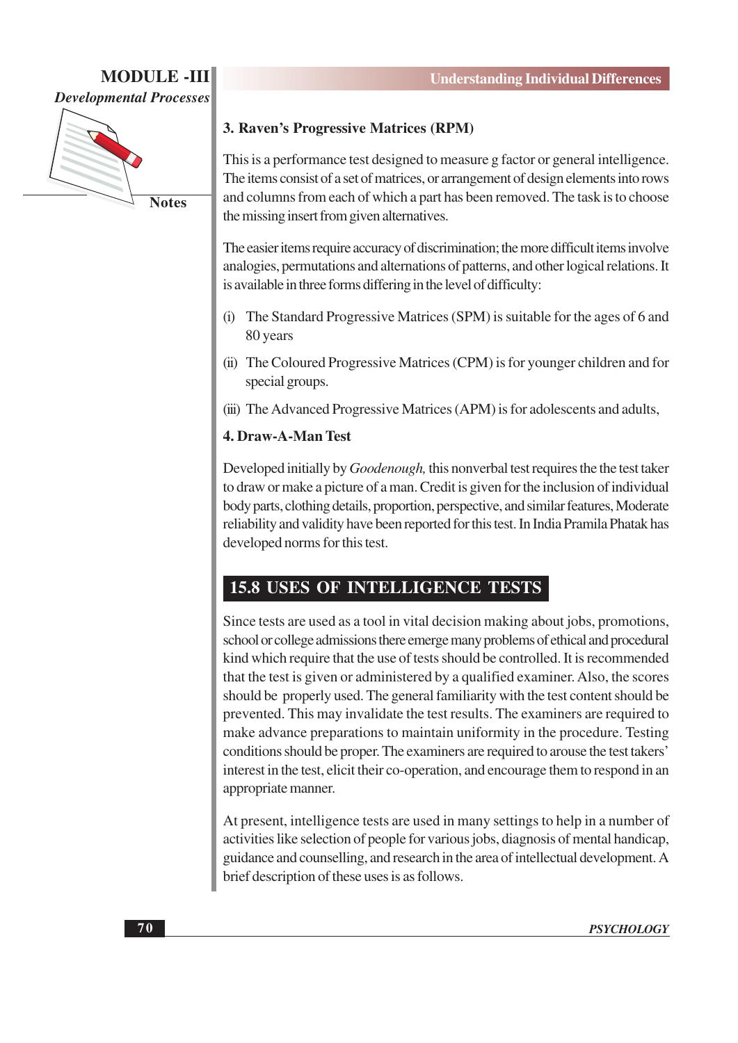**3. Raven's Progressive Matrices (RPM)**

This is a performance test designed to measure g factor or general intelligence. The items consist of a set of matrices, or arrangement of design elements into rows and columns from each of which a part has been removed. The task is to choose the missing insert from given alternatives.

The easier items require accuracy of discrimination; the more difficult items involve analogies, permutations and alternations of patterns, and other logical relations. It is available in three forms differing in the level of difficulty:

(i) The Standard Progressive Matrices (SPM) is suitable for the ages of 6 and 80 years

(ii) The Coloured Progressive Matrices (CPM) is for younger children and for special groups.

(iii) The Advanced Progressive Matrices (APM) is for adolescents and adults,

**4. Draw-A-Man Test**

Developed initially by *Goodenough,* this nonverbal test requires the the test taker to draw or make a picture of a man. Credit is given for the inclusion of individual body parts, clothing details, proportion, perspective, and similar features, Moderate reliability and validity have been reported for this test. In India Pramila Phatak has developed norms for this test.

## 15.8 USES OF INTELLIGENCE TESTS

Since tests are used as a tool in vital decision making about jobs, promotions, school or college admissions there emerge many problems of ethical and procedural kind which require that the use of tests should be controlled. It is recommended that the test is given or administered by a qualified examiner. Also, the scores should be properly used. The general familiarity with the test content should be prevented. This may invalidate the test results. The examiners are required to make advance preparations to maintain uniformity in the procedure. Testing conditions should be proper. The examiners are required to arouse the test takers' interest in the test, elicit their co-operation, and encourage them to respond in an appropriate manner.

At present, intelligence tests are used in many settings to help in a number of activities like selection of people for various jobs, diagnosis of mental handicap, guidance and counselling, and research in the area of intellectual development. A brief description of these uses is as follows.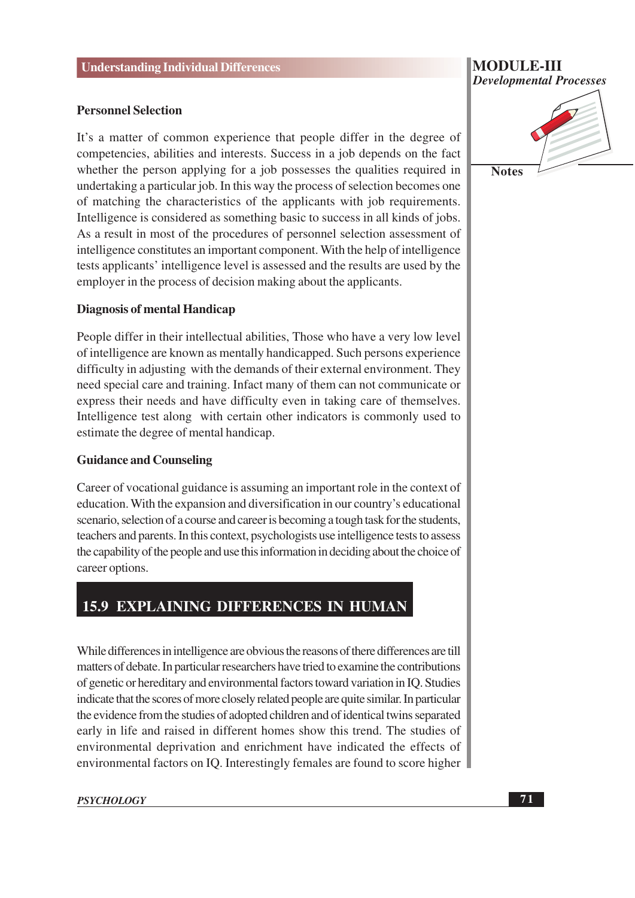### Personnel Selection

It's a matter of common experience that people differ in the degree of competencies, abilities and interests. Success in a job depends on the fact whether the person applying for a job possesses the qualities required in undertaking a particular job. In this way the process of selection becomes one of matching the characteristics of the applicants with job requirements. Intelligence is considered as something basic to success in all kinds of jobs. As a result in most of the procedures of personnel selection assessment of intelligence constitutes an important component. With the help of intelligence tests applicants' intelligence level is assessed and the results are used by the employer in the process of decision making about the applicants.

### Diagnosis of mental Handicap

People differ in their intellectual abilities, Those who have a very low level of intelligence are known as mentally handicapped. Such persons experience difficulty in adjusting with the demands of their external environment. They need special care and training. Infact many of them can not communicate or express their needs and have difficulty even in taking care of themselves. Intelligence test along with certain other indicators is commonly used to estimate the degree of mental handicap.

### Guidance and Counseling

Career of vocational guidance is assuming an important role in the context of education. With the expansion and diversification in our country's educational scenario, selection of a course and career is becoming a tough task for the students, teachers and parents. In this context, psychologists use intelligence tests to assess the capability of the people and use this information in deciding about the choice of career options.

## 15.9 EXPLAINING DIFFERENCES IN HUMAN

While differences in intelligence are obvious the reasons of there differences are till matters of debate. In particular researchers have tried to examine the contributions of genetic or hereditary and environmental factors toward variation in IQ. Studies indicate that the scores of more closely related people are quite similar. In particular the evidence from the studies of adopted children and of identical twins separated early in life and raised in different homes show this trend. The studies of environmental deprivation and enrichment have indicated the effects of environmental factors on IQ. Interestingly females are found to score higher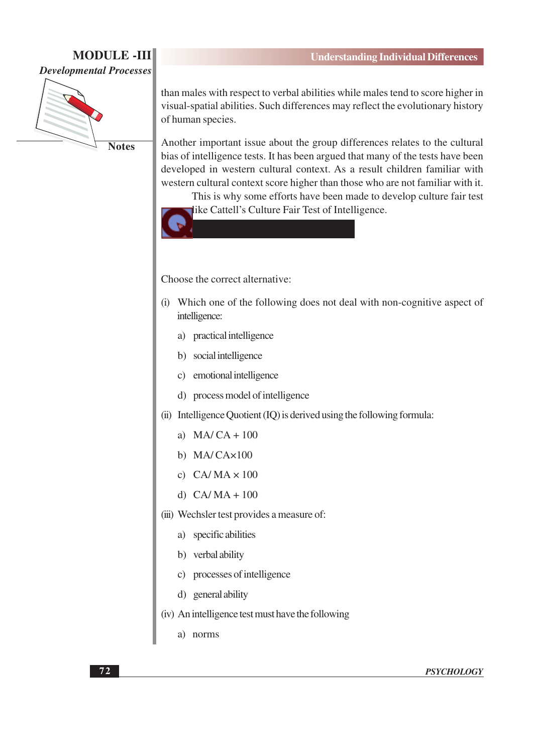than males with respect to verbal abilities while males tend to score higher in visual-spatial abilities. Such differences may reflect the evolutionary history of human species.

Another important issue about the group differences relates to the cultural bias of intelligence tests. It has been argued that many of the tests have been developed in western cultural context. As a result children familiar with western cultural context score higher than those who are not familiar with it. This is why some efforts have been made to develop culture fair test like Cattell's Culture Fair Test of Intelligence.

Choose the correct alternative:

(i) Which one of the following does not deal with non-cognitive aspect of intelligence:

   a) practical intelligence

   b) social intelligence

   c) emotional intelligence

   d) process model of intelligence

(ii) Intelligence Quotient (IQ) is derived using the following formula:

   a) MA/ CA + 100

   b) MA/ CA×100

   c) CA/ MA × 100

   d) CA/ MA + 100

(iii) Wechsler test provides a measure of:

   a) specific abilities

   b) verbal ability

   c) processes of intelligence

   d) general ability

(iv) An intelligence test must have the following

   a) norms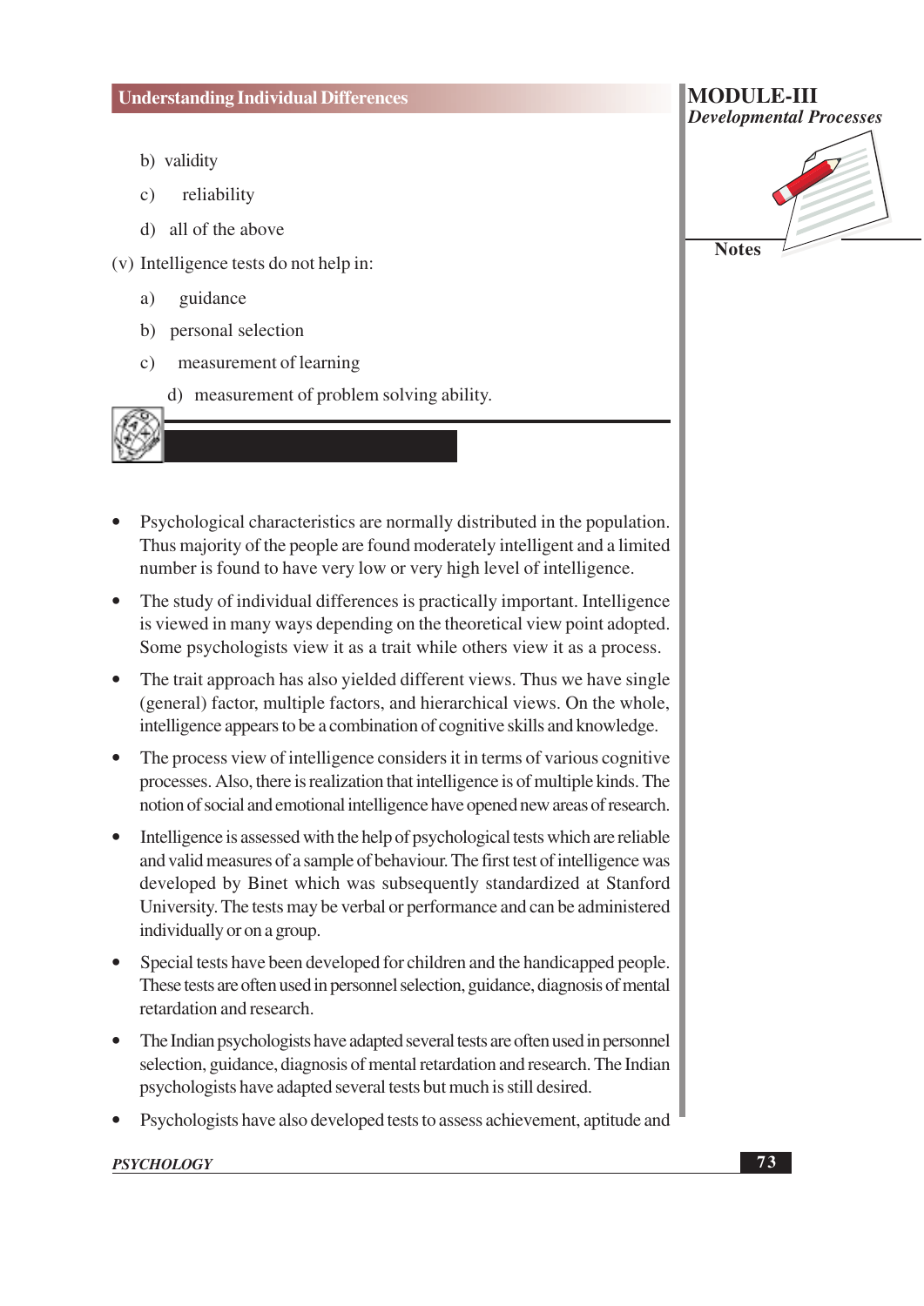b) validity

c) reliability

d) all of the above

(v) Intelligence tests do not help in:

a) guidance

b) personal selection

c) measurement of learning

d) measurement of problem solving ability.

- Psychological characteristics are normally distributed in the population. Thus majority of the people are found moderately intelligent and a limited number is found to have very low or very high level of intelligence.
- The study of individual differences is practically important. Intelligence is viewed in many ways depending on the theoretical view point adopted. Some psychologists view it as a trait while others view it as a process.
- The trait approach has also yielded different views. Thus we have single (general) factor, multiple factors, and hierarchical views. On the whole, intelligence appears to be a combination of cognitive skills and knowledge.
- The process view of intelligence considers it in terms of various cognitive processes. Also, there is realization that intelligence is of multiple kinds. The notion of social and emotional intelligence have opened new areas of research.
- Intelligence is assessed with the help of psychological tests which are reliable and valid measures of a sample of behaviour. The first test of intelligence was developed by Binet which was subsequently standardized at Stanford University. The tests may be verbal or performance and can be administered individually or on a group.
- Special tests have been developed for children and the handicapped people. These tests are often used in personnel selection, guidance, diagnosis of mental retardation and research.
- The Indian psychologists have adapted several tests are often used in personnel selection, guidance, diagnosis of mental retardation and research. The Indian psychologists have adapted several tests but much is still desired.
- Psychologists have also developed tests to assess achievement, aptitude and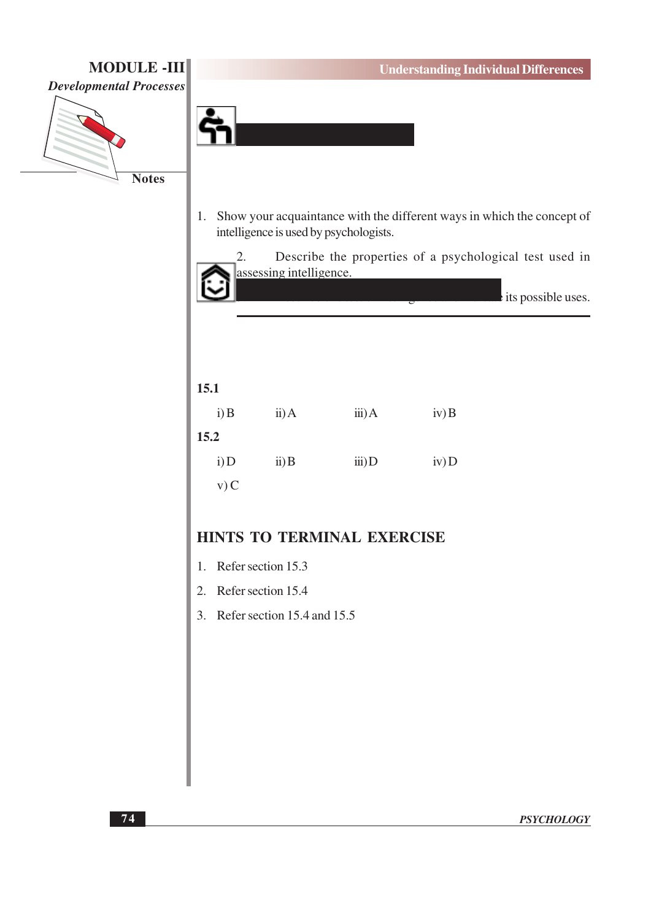1. Show your acquaintance with the different ways in which the concept of intelligence is used by psychologists.

2. Describe the properties of a psychological test used in assessing intelligence.

its possible uses.

**15.1**

i) B ii) A iii) A iv) B

**15.2**

i) D ii) B iii) D iv) D

v) C

## HINTS TO TERMINAL EXERCISE

1. Refer section 15.3
2. Refer section 15.4
3. Refer section 15.4 and 15.5